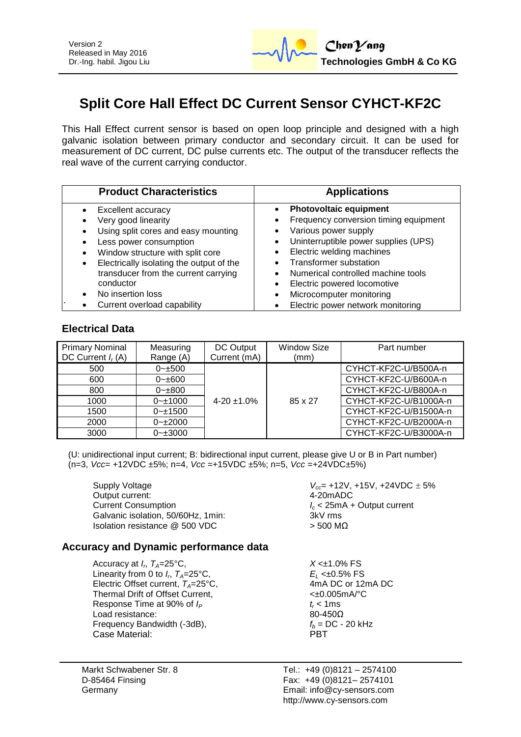Version 2
Released in May 2016
Dr.-Ing. habil. Jigou Liu

**ChenYang Technologies GmbH & Co KG**

# Split Core Hall Effect DC Current Sensor CYHCT-KF2C

This Hall Effect current sensor is based on open loop principle and designed with a high galvanic isolation between primary conductor and secondary circuit. It can be used for measurement of DC current, DC pulse currents etc. The output of the transducer reflects the real wave of the current carrying conductor.

| Product Characteristics | Applications |
|---|---|
| • Excellent accuracy<br>• Very good linearity<br>• Using split cores and easy mounting<br>• Less power consumption<br>• Window structure with split core<br>• Electrically isolating the output of the transducer from the current carrying conductor<br>• No insertion loss<br>• Current overload capability | • **Photovoltaic equipment**<br>• Frequency conversion timing equipment<br>• Various power supply<br>• Uninterruptible power supplies (UPS)<br>• Electric welding machines<br>• Transformer substation<br>• Numerical controlled machine tools<br>• Electric powered locomotive<br>• Microcomputer monitoring<br>• Electric power network monitoring |

## Electrical Data

| Primary Nominal DC Current $I_r$ (A) | Measuring Range (A) | DC Output Current (mA) | Window Size (mm) | Part number |
|---|---|---|---|---|
| 500 | 0~±500 | 4-20 ±1.0% | 85 x 27 | CYHCT-KF2C-U/B500A-n |
| 600 | 0~±600 | | | CYHCT-KF2C-U/B600A-n |
| 800 | 0~±800 | | | CYHCT-KF2C-U/B800A-n |
| 1000 | 0~±1000 | | | CYHCT-KF2C-U/B1000A-n |
| 1500 | 0~±1500 | | | CYHCT-KF2C-U/B1500A-n |
| 2000 | 0~±2000 | | | CYHCT-KF2C-U/B2000A-n |
| 3000 | 0~±3000 | | | CYHCT-KF2C-U/B3000A-n |

(U: unidirectional input current; B: bidirectional input current, please give U or B in Part number)
(n=3, *Vcc*= +12VDC ±5%; n=4, *Vcc* =+15VDC ±5%; n=5, *Vcc* =+24VDC±5%)

| | |
|---|---|
| Supply Voltage | $V_{cc}$= +12V, +15V, +24VDC ± 5% |
| Output current: | 4-20mADC |
| Current Consumption | $I_c$ < 25mA + Output current |
| Galvanic isolation, 50/60Hz, 1min: | 3kV rms |
| Isolation resistance @ 500 VDC | > 500 MΩ |

## Accuracy and Dynamic performance data

| | |
|---|---|
| Accuracy at $I_r$, $T_A$=25°C, | $X$ <±1.0% FS |
| Linearity from 0 to $I_r$, $T_A$=25°C, | $E_L$ <±0.5% FS |
| Electric Offset current, $T_A$=25°C, | 4mA DC or 12mA DC |
| Thermal Drift of Offset Current, | <±0.005mA/°C |
| Response Time at 90% of $I_P$ | $t_r$ < 1ms |
| Load resistance: | 80-450Ω |
| Frequency Bandwidth (-3dB), | $f_b$ = DC - 20 kHz |
| Case Material: | PBT |

Markt Schwabener Str. 8
D-85464 Finsing
Germany

Tel.: +49 (0)8121 – 2574100
Fax: +49 (0)8121– 2574101
Email: info@cy-sensors.com
http://www.cy-sensors.com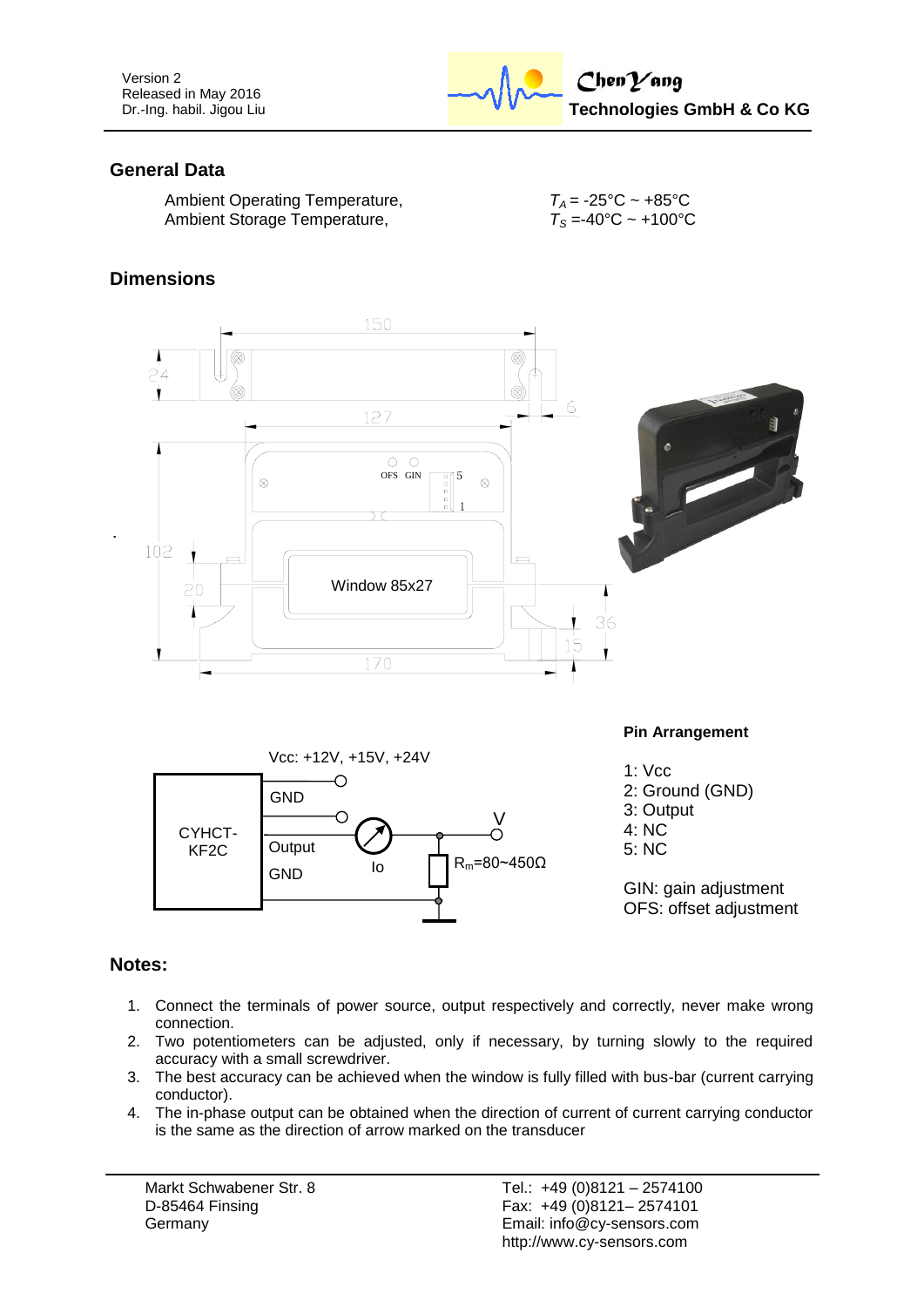## General Data

Ambient Operating Temperature, $T_A$ = -25°C ~ +85°C
Ambient Storage Temperature, $T_S$ =-40°C ~ +100°C

## Dimensions

150
24
6
127
OFS GIN
5
1
102
20
Window 85x27
36
15
170

Vcc: +12V, +15V, +24V
CYHCT-KF2C
GND
Output
GND
Io
V
$R_m$=80~450Ω

**Pin Arrangement**

1: Vcc
2: Ground (GND)
3: Output
4: NC
5: NC

GIN: gain adjustment
OFS: offset adjustment

## Notes:

1. Connect the terminals of power source, output respectively and correctly, never make wrong connection.
2. Two potentiometers can be adjusted, only if necessary, by turning slowly to the required accuracy with a small screwdriver.
3. The best accuracy can be achieved when the window is fully filled with bus-bar (current carrying conductor).
4. The in-phase output can be obtained when the direction of current of current carrying conductor is the same as the direction of arrow marked on the transducer